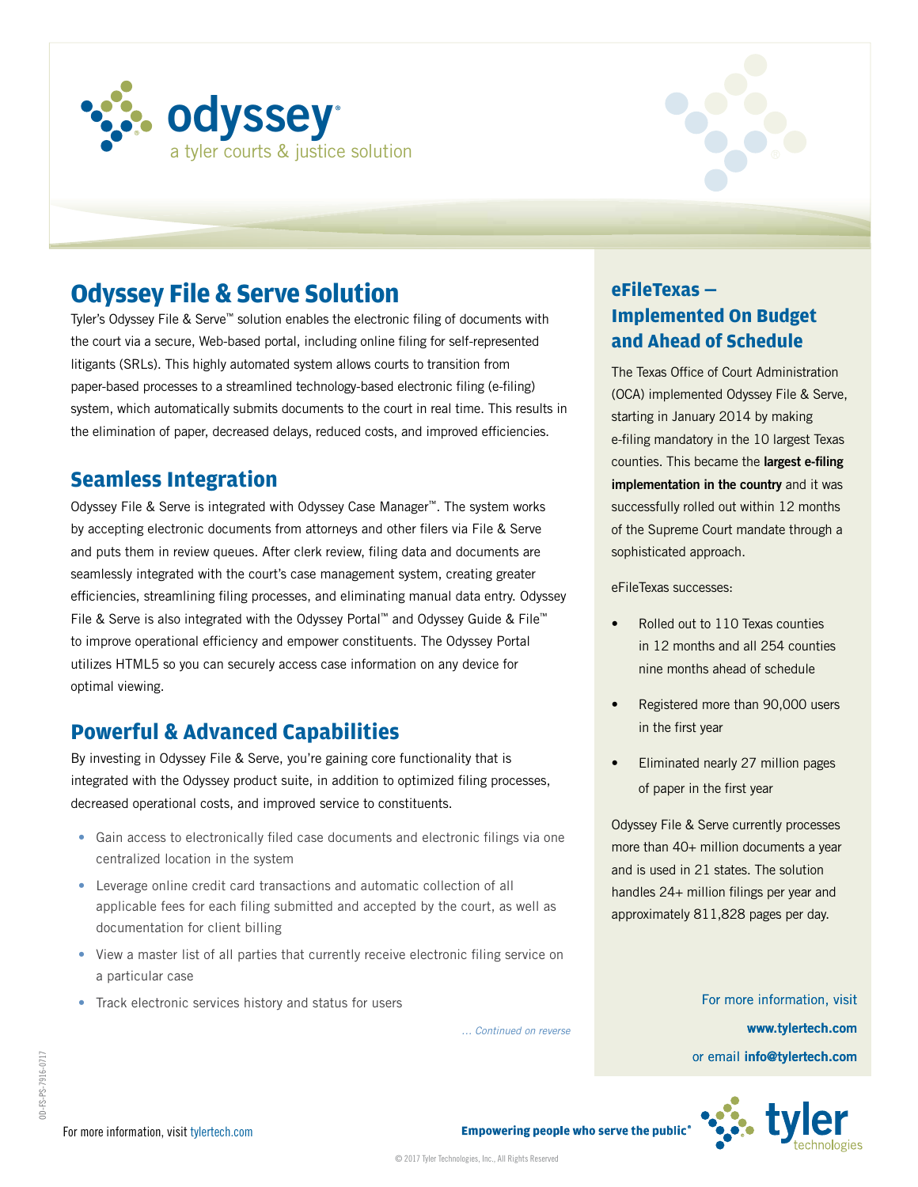# odyssey

a tyler courts & justice solution

## Odyssey File & Serve Solution

Tyler's Odyssey File & Serve™ solution enables the electronic filing of documents with the court via a secure, Web-based portal, including online filing for self-represented litigants (SRLs). This highly automated system allows courts to transition from paper-based processes to a streamlined technology-based electronic filing (e-filing) system, which automatically submits documents to the court in real time. This results in the elimination of paper, decreased delays, reduced costs, and improved efficiencies.

## Seamless Integration

Odyssey File & Serve is integrated with Odyssey Case Manager™. The system works by accepting electronic documents from attorneys and other filers via File & Serve and puts them in review queues. After clerk review, filing data and documents are seamlessly integrated with the court's case management system, creating greater efficiencies, streamlining filing processes, and eliminating manual data entry. Odyssey File & Serve is also integrated with the Odyssey Portal™ and Odyssey Guide & File™ to improve operational efficiency and empower constituents. The Odyssey Portal utilizes HTML5 so you can securely access case information on any device for optimal viewing.

## Powerful & Advanced Capabilities

By investing in Odyssey File & Serve, you're gaining core functionality that is integrated with the Odyssey product suite, in addition to optimized filing processes, decreased operational costs, and improved service to constituents.

- Gain access to electronically filed case documents and electronic filings via one centralized location in the system
- Leverage online credit card transactions and automatic collection of all applicable fees for each filing submitted and accepted by the court, as well as documentation for client billing
- View a master list of all parties that currently receive electronic filing service on a particular case
- Track electronic services history and status for users

*... Continued on reverse*

## eFileTexas — Implemented On Budget and Ahead of Schedule

The Texas Office of Court Administration (OCA) implemented Odyssey File & Serve, starting in January 2014 by making e-filing mandatory in the 10 largest Texas counties. This became the **largest e-filing implementation in the country** and it was successfully rolled out within 12 months of the Supreme Court mandate through a sophisticated approach.

eFileTexas successes:

- Rolled out to 110 Texas counties in 12 months and all 254 counties nine months ahead of schedule
- Registered more than 90,000 users in the first year
- Eliminated nearly 27 million pages of paper in the first year

Odyssey File & Serve currently processes more than 40+ million documents a year and is used in 21 states. The solution handles 24+ million filings per year and approximately 811,828 pages per day.

For more information, visit **www.tylertech.com** or email **info@tylertech.com**

For more information, visit tylertech.com

**Empowering people who serve the public®**

tyler technologies

00-FS-PS-7916-0717

© 2017 Tyler Technologies, Inc., All Rights Reserved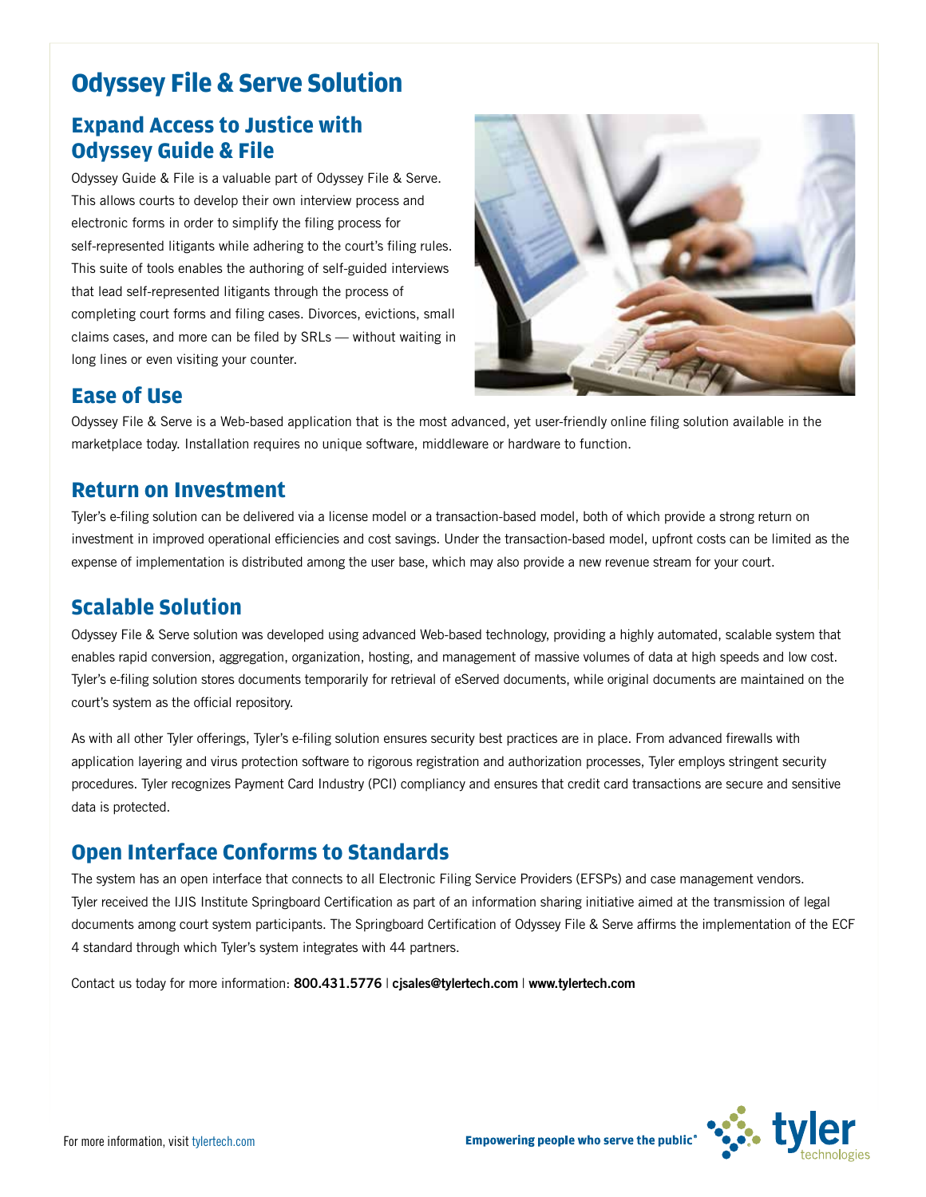# Odyssey File & Serve Solution

## Expand Access to Justice with Odyssey Guide & File

Odyssey Guide & File is a valuable part of Odyssey File & Serve. This allows courts to develop their own interview process and electronic forms in order to simplify the filing process for self-represented litigants while adhering to the court's filing rules. This suite of tools enables the authoring of self-guided interviews that lead self-represented litigants through the process of completing court forms and filing cases. Divorces, evictions, small claims cases, and more can be filed by SRLs — without waiting in long lines or even visiting your counter.

## Ease of Use

Odyssey File & Serve is a Web-based application that is the most advanced, yet user-friendly online filing solution available in the marketplace today. Installation requires no unique software, middleware or hardware to function.

## Return on Investment

Tyler's e-filing solution can be delivered via a license model or a transaction-based model, both of which provide a strong return on investment in improved operational efficiencies and cost savings. Under the transaction-based model, upfront costs can be limited as the expense of implementation is distributed among the user base, which may also provide a new revenue stream for your court.

## Scalable Solution

Odyssey File & Serve solution was developed using advanced Web-based technology, providing a highly automated, scalable system that enables rapid conversion, aggregation, organization, hosting, and management of massive volumes of data at high speeds and low cost. Tyler's e-filing solution stores documents temporarily for retrieval of eServed documents, while original documents are maintained on the court's system as the official repository.

As with all other Tyler offerings, Tyler's e-filing solution ensures security best practices are in place. From advanced firewalls with application layering and virus protection software to rigorous registration and authorization processes, Tyler employs stringent security procedures. Tyler recognizes Payment Card Industry (PCI) compliancy and ensures that credit card transactions are secure and sensitive data is protected.

## Open Interface Conforms to Standards

The system has an open interface that connects to all Electronic Filing Service Providers (EFSPs) and case management vendors. Tyler received the IJIS Institute Springboard Certification as part of an information sharing initiative aimed at the transmission of legal documents among court system participants. The Springboard Certification of Odyssey File & Serve affirms the implementation of the ECF 4 standard through which Tyler's system integrates with 44 partners.

Contact us today for more information: **800.431.5776** | **cjsales@tylertech.com** | **www.tylertech.com**

For more information, visit tylertech.com

**Empowering people who serve the public®**

tyler technologies